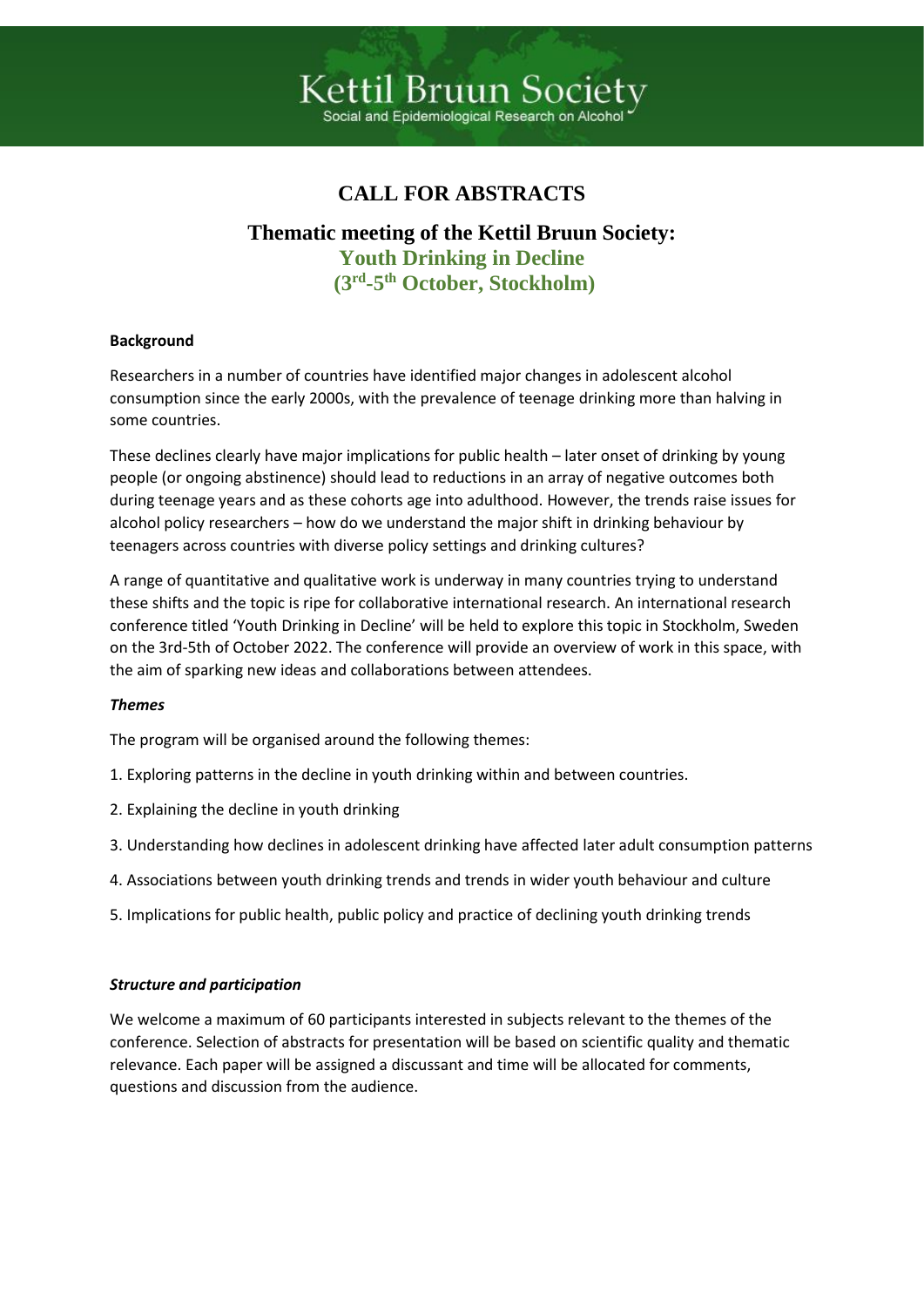Kettil Bruun Society

Social and Epidemiological Research on Alcohol

# CALL FOR ABSTRACTS

## Thematic meeting of the Kettil Bruun Society: Youth Drinking in Decline ($3^{rd}$-$5^{th}$ October, Stockholm)

**Background**

Researchers in a number of countries have identified major changes in adolescent alcohol consumption since the early 2000s, with the prevalence of teenage drinking more than halving in some countries.

These declines clearly have major implications for public health – later onset of drinking by young people (or ongoing abstinence) should lead to reductions in an array of negative outcomes both during teenage years and as these cohorts age into adulthood. However, the trends raise issues for alcohol policy researchers – how do we understand the major shift in drinking behaviour by teenagers across countries with diverse policy settings and drinking cultures?

A range of quantitative and qualitative work is underway in many countries trying to understand these shifts and the topic is ripe for collaborative international research. An international research conference titled 'Youth Drinking in Decline' will be held to explore this topic in Stockholm, Sweden on the 3rd-5th of October 2022. The conference will provide an overview of work in this space, with the aim of sparking new ideas and collaborations between attendees.

***Themes***

The program will be organised around the following themes:

1. Exploring patterns in the decline in youth drinking within and between countries.
2. Explaining the decline in youth drinking
3. Understanding how declines in adolescent drinking have affected later adult consumption patterns
4. Associations between youth drinking trends and trends in wider youth behaviour and culture
5. Implications for public health, public policy and practice of declining youth drinking trends

***Structure and participation***

We welcome a maximum of 60 participants interested in subjects relevant to the themes of the conference. Selection of abstracts for presentation will be based on scientific quality and thematic relevance. Each paper will be assigned a discussant and time will be allocated for comments, questions and discussion from the audience.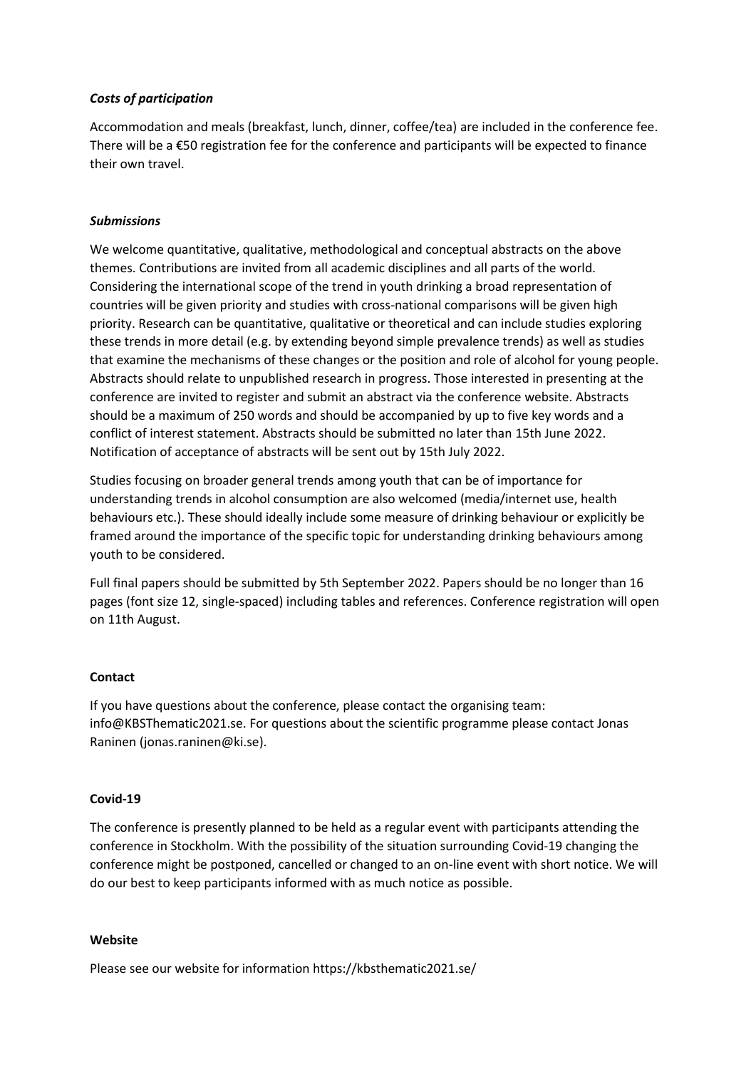***Costs of participation***

Accommodation and meals (breakfast, lunch, dinner, coffee/tea) are included in the conference fee. There will be a €50 registration fee for the conference and participants will be expected to finance their own travel.

***Submissions***

We welcome quantitative, qualitative, methodological and conceptual abstracts on the above themes. Contributions are invited from all academic disciplines and all parts of the world. Considering the international scope of the trend in youth drinking a broad representation of countries will be given priority and studies with cross-national comparisons will be given high priority. Research can be quantitative, qualitative or theoretical and can include studies exploring these trends in more detail (e.g. by extending beyond simple prevalence trends) as well as studies that examine the mechanisms of these changes or the position and role of alcohol for young people. Abstracts should relate to unpublished research in progress. Those interested in presenting at the conference are invited to register and submit an abstract via the conference website. Abstracts should be a maximum of 250 words and should be accompanied by up to five key words and a conflict of interest statement. Abstracts should be submitted no later than 15th June 2022. Notification of acceptance of abstracts will be sent out by 15th July 2022.

Studies focusing on broader general trends among youth that can be of importance for understanding trends in alcohol consumption are also welcomed (media/internet use, health behaviours etc.). These should ideally include some measure of drinking behaviour or explicitly be framed around the importance of the specific topic for understanding drinking behaviours among youth to be considered.

Full final papers should be submitted by 5th September 2022. Papers should be no longer than 16 pages (font size 12, single-spaced) including tables and references. Conference registration will open on 11th August.

**Contact**

If you have questions about the conference, please contact the organising team: info@KBSThematic2021.se. For questions about the scientific programme please contact Jonas Raninen (jonas.raninen@ki.se).

**Covid-19**

The conference is presently planned to be held as a regular event with participants attending the conference in Stockholm. With the possibility of the situation surrounding Covid-19 changing the conference might be postponed, cancelled or changed to an on-line event with short notice. We will do our best to keep participants informed with as much notice as possible.

**Website**

Please see our website for information https://kbsthematic2021.se/